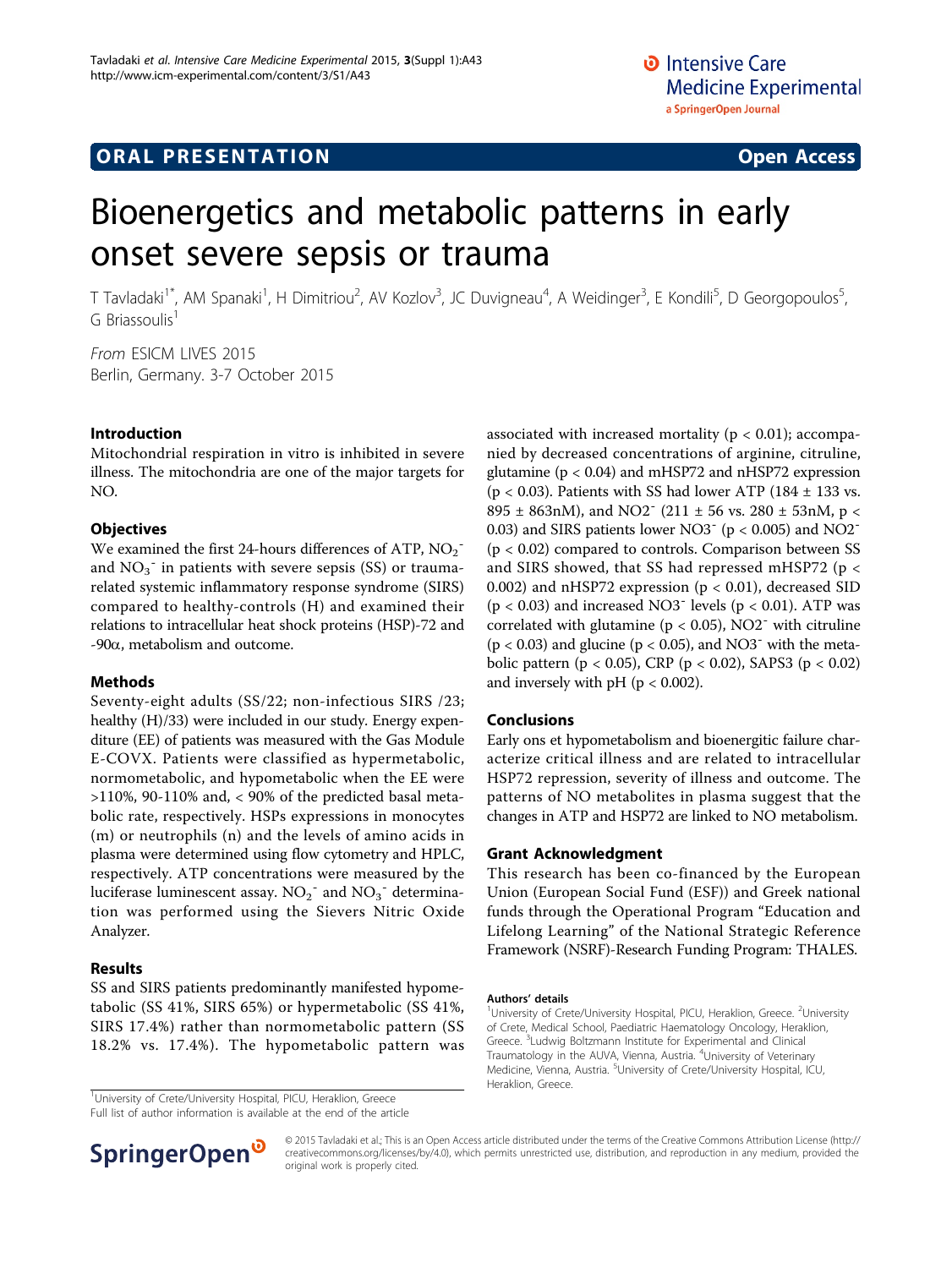**ORAL PRESENTATION** **Open Access**

# Bioenergetics and metabolic patterns in early onset severe sepsis or trauma

T Tavladaki[1*], AM Spanaki[1], H Dimitriou[2], AV Kozlov[3], JC Duvigneau[4], A Weidinger[3], E Kondili[5], D Georgopoulos[5], G Briassoulis[1]

*From* ESICM LIVES 2015
Berlin, Germany. 3-7 October 2015

## Introduction

Mitochondrial respiration in vitro is inhibited in severe illness. The mitochondria are one of the major targets for NO.

## Objectives

We examined the first 24-hours differences of ATP, $NO_2^-$ and $NO_3^-$ in patients with severe sepsis (SS) or trauma-related systemic inflammatory response syndrome (SIRS) compared to healthy-controls (H) and examined their relations to intracellular heat shock proteins (HSP)-72 and -90$\alpha$, metabolism and outcome.

## Methods

Seventy-eight adults (SS/22; non-infectious SIRS /23; healthy (H)/33) were included in our study. Energy expenditure (EE) of patients was measured with the Gas Module E-COVX. Patients were classified as hypermetabolic, normometabolic, and hypometabolic when the EE were >110%, 90-110% and, < 90% of the predicted basal metabolic rate, respectively. HSPs expressions in monocytes (m) or neutrophils (n) and the levels of amino acids in plasma were determined using flow cytometry and HPLC, respectively. ATP concentrations were measured by the luciferase luminescent assay. $NO_2^-$ and $NO_3^-$ determination was performed using the Sievers Nitric Oxide Analyzer.

## Results

SS and SIRS patients predominantly manifested hypometabolic (SS 41%, SIRS 65%) or hypermetabolic (SS 41%, SIRS 17.4%) rather than normometabolic pattern (SS 18.2% vs. 17.4%). The hypometabolic pattern was associated with increased mortality ($p < 0.01$); accompanied by decreased concentrations of arginine, citruline, glutamine ($p < 0.04$) and mHSP72 and nHSP72 expression ($p < 0.03$). Patients with SS had lower ATP (184 ± 133 vs. 895 ± 863nM), and $NO2^-$ (211 ± 56 vs. 280 ± 53nM, $p < 0.03$) and SIRS patients lower $NO3^-$ ($p < 0.005$) and $NO2^-$ ($p < 0.02$) compared to controls. Comparison between SS and SIRS showed, that SS had repressed mHSP72 ($p < 0.002$) and nHSP72 expression ($p < 0.01$), decreased SID ($p < 0.03$) and increased $NO3^-$ levels ($p < 0.01$). ATP was correlated with glutamine ($p < 0.05$), $NO2^-$ with citruline ($p < 0.03$) and glucine ($p < 0.05$), and $NO3^-$ with the metabolic pattern ($p < 0.05$), CRP ($p < 0.02$), SAPS3 ($p < 0.02$) and inversely with pH ($p < 0.002$).

## Conclusions

Early ons et hypometabolism and bioenergitic failure characterize critical illness and are related to intracellular HSP72 repression, severity of illness and outcome. The patterns of NO metabolites in plasma suggest that the changes in ATP and HSP72 are linked to NO metabolism.

## Grant Acknowledgment

This research has been co-financed by the European Union (European Social Fund (ESF)) and Greek national funds through the Operational Program "Education and Lifelong Learning" of the National Strategic Reference Framework (NSRF)-Research Funding Program: THALES.

### Authors' details

[1]University of Crete/University Hospital, PICU, Heraklion, Greece. [2]University of Crete, Medical School, Paediatric Haematology Oncology, Heraklion, Greece. [3]Ludwig Boltzmann Institute for Experimental and Clinical Traumatology in the AUVA, Vienna, Austria. [4]University of Veterinary Medicine, Vienna, Austria. [5]University of Crete/University Hospital, ICU, Heraklion, Greece.

[1]University of Crete/University Hospital, PICU, Heraklion, Greece
Full list of author information is available at the end of the article

© 2015 Tavladaki et al.; This is an Open Access article distributed under the terms of the Creative Commons Attribution License (http://creativecommons.org/licenses/by/4.0), which permits unrestricted use, distribution, and reproduction in any medium, provided the original work is properly cited.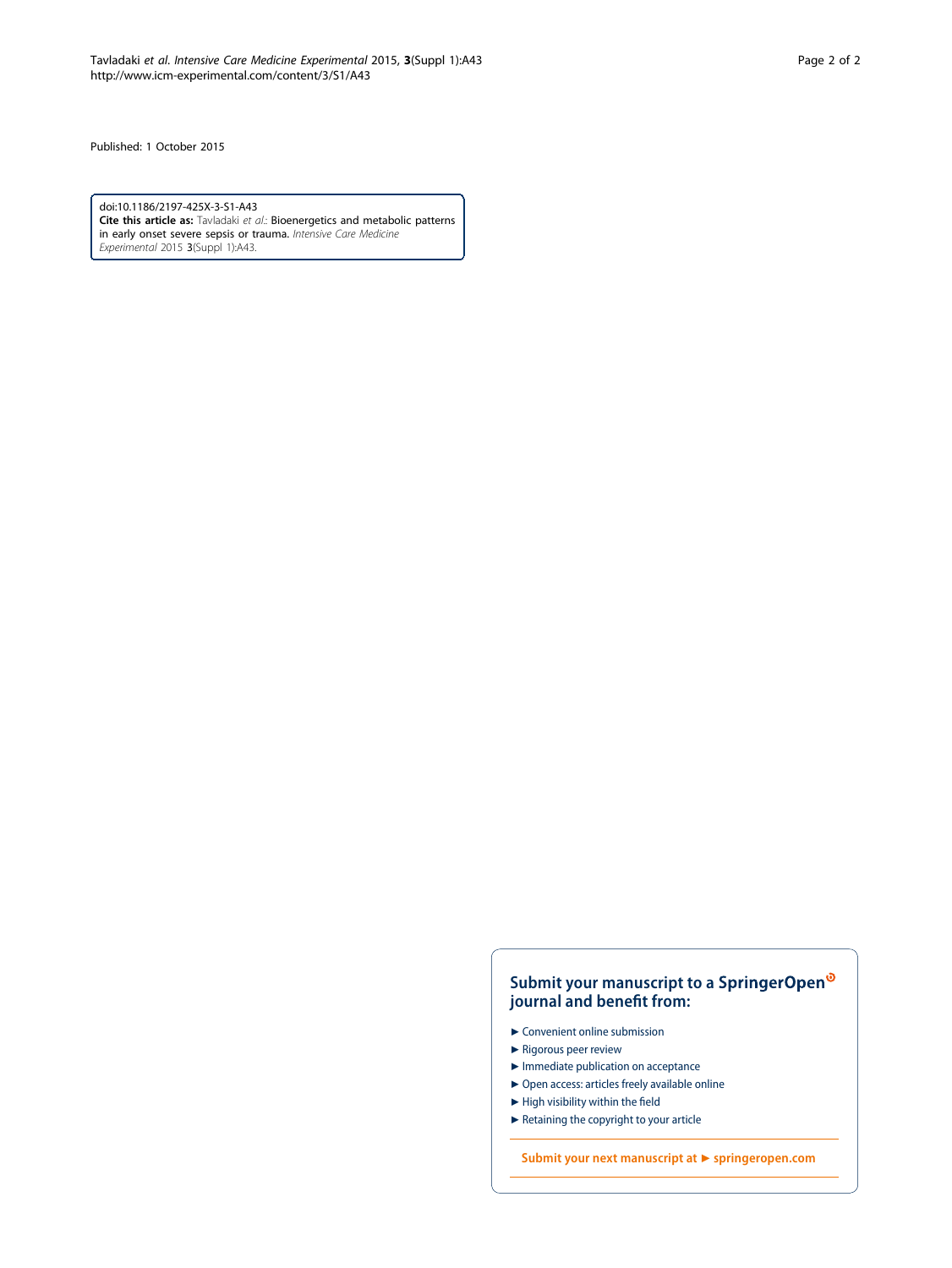Published: 1 October 2015

doi:10.1186/2197-425X-3-S1-A43
**Cite this article as:** Tavladaki *et al.*: Bioenergetics and metabolic patterns in early onset severe sepsis or trauma. *Intensive Care Medicine Experimental* 2015 **3**(Suppl 1):A43.

**Submit your manuscript to a SpringerOpen journal and benefit from:**

- ► Convenient online submission
- ► Rigorous peer review
- ► Immediate publication on acceptance
- ► Open access: articles freely available online
- ► High visibility within the field
- ► Retaining the copyright to your article

**Submit your next manuscript at ► springeropen.com**